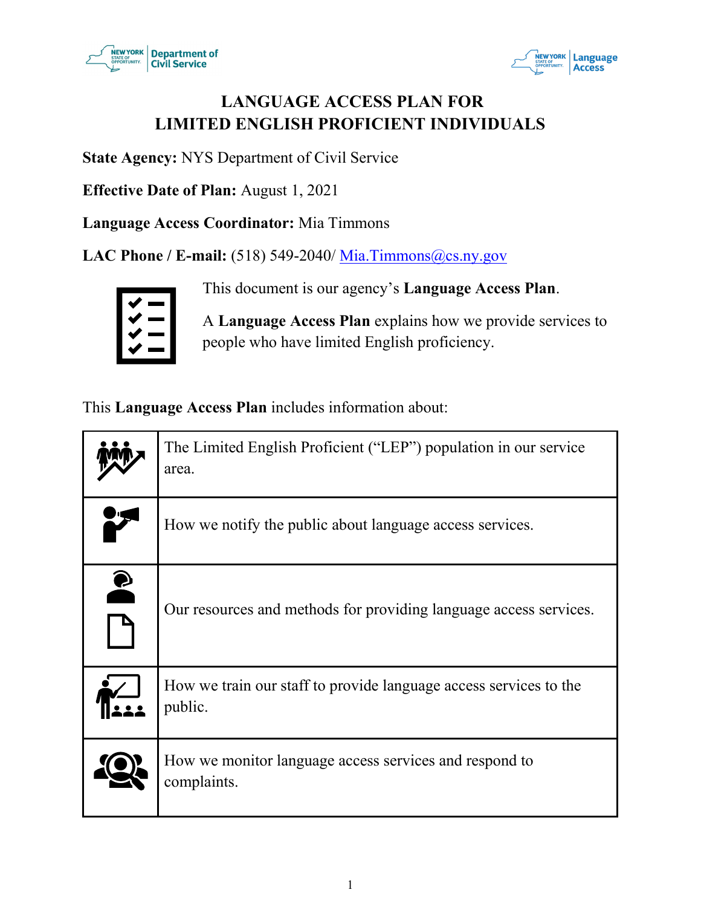# LANGUAGE ACCESS PLAN FOR LIMITED ENGLISH PROFICIENT INDIVIDUALS

**State Agency:** NYS Department of Civil Service

**Effective Date of Plan:** August 1, 2021

**Language Access Coordinator:** Mia Timmons

**LAC Phone / E-mail:** (518) 549-2040/ Mia.Timmons@cs.ny.gov

This document is our agency's **Language Access Plan**.

A **Language Access Plan** explains how we provide services to people who have limited English proficiency.

This **Language Access Plan** includes information about:

| | |
|---|---|
| | The Limited English Proficient ("LEP") population in our service area. |
| | How we notify the public about language access services. |
| | Our resources and methods for providing language access services. |
| | How we train our staff to provide language access services to the public. |
| | How we monitor language access services and respond to complaints. |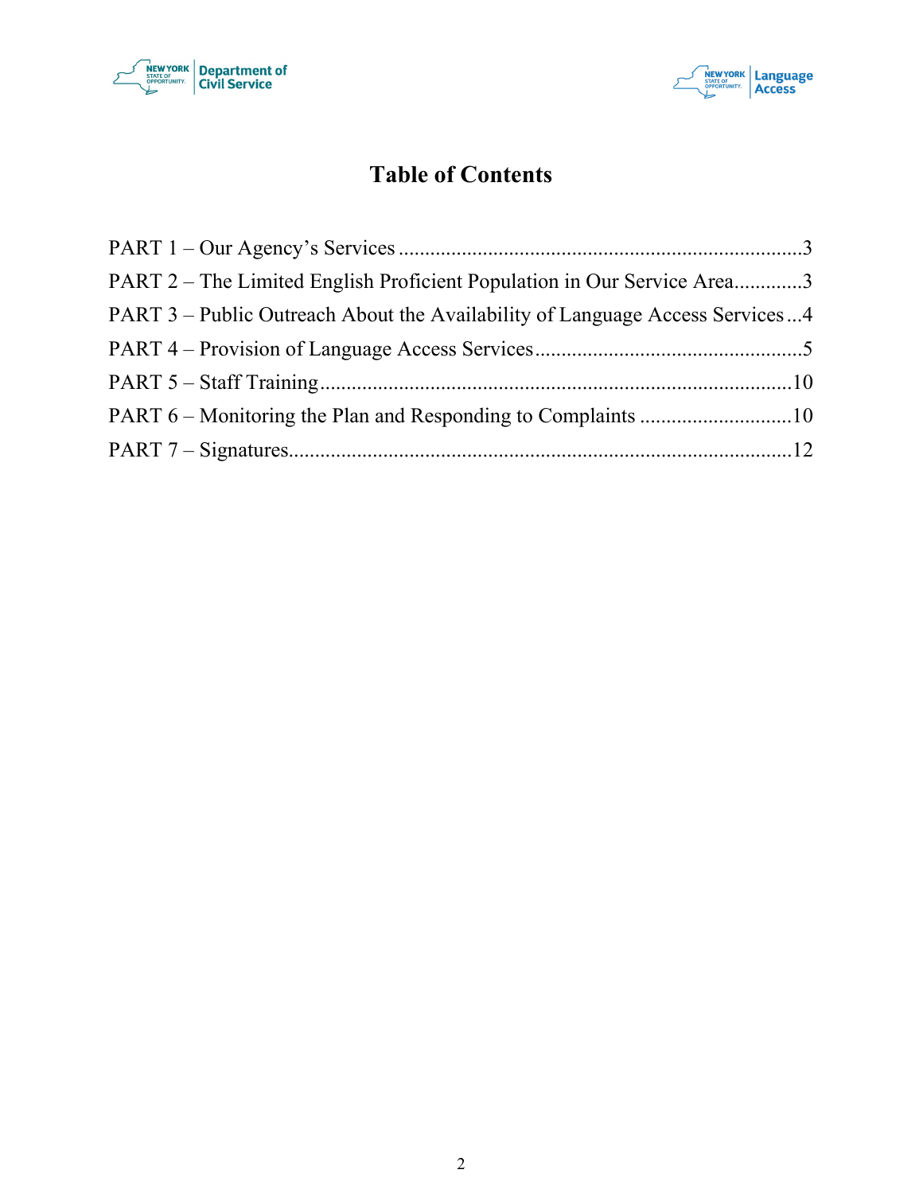# Table of Contents

PART 1 – Our Agency's Services ........................................................................3

PART 2 – The Limited English Proficient Population in Our Service Area.............3

PART 3 – Public Outreach About the Availability of Language Access Services ...4

PART 4 – Provision of Language Access Services ..................................................5

PART 5 – Staff Training ........................................................................................10

PART 6 – Monitoring the Plan and Responding to Complaints ............................10

PART 7 – Signatures..............................................................................................12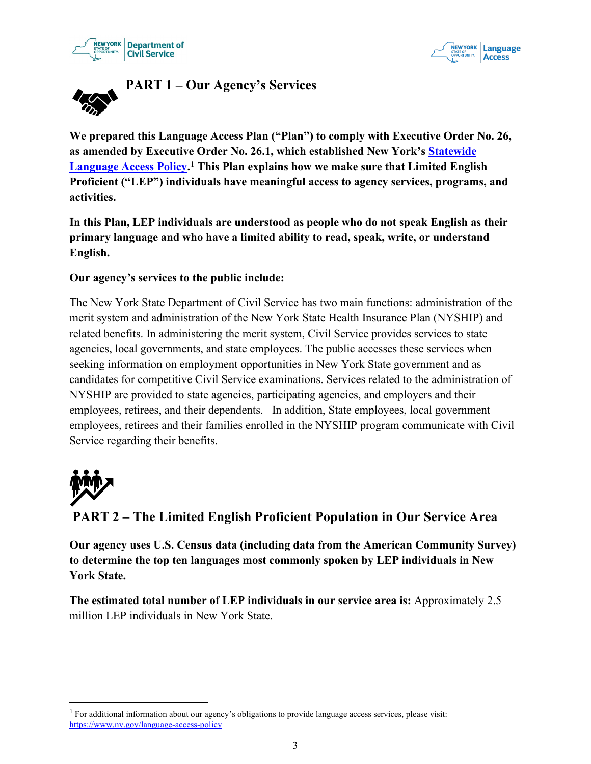## PART 1 – Our Agency's Services

**We prepared this Language Access Plan ("Plan") to comply with Executive Order No. 26, as amended by Executive Order No. 26.1, which established New York's [Statewide Language Access Policy](https://www.ny.gov/language-access-policy).[1] This Plan explains how we make sure that Limited English Proficient ("LEP") individuals have meaningful access to agency services, programs, and activities.**

**In this Plan, LEP individuals are understood as people who do not speak English as their primary language and who have a limited ability to read, speak, write, or understand English.**

**Our agency's services to the public include:**

The New York State Department of Civil Service has two main functions: administration of the merit system and administration of the New York State Health Insurance Plan (NYSHIP) and related benefits. In administering the merit system, Civil Service provides services to state agencies, local governments, and state employees. The public accesses these services when seeking information on employment opportunities in New York State government and as candidates for competitive Civil Service examinations. Services related to the administration of NYSHIP are provided to state agencies, participating agencies, and employers and their employees, retirees, and their dependents. In addition, State employees, local government employees, retirees and their families enrolled in the NYSHIP program communicate with Civil Service regarding their benefits.

## PART 2 – The Limited English Proficient Population in Our Service Area

**Our agency uses U.S. Census data (including data from the American Community Survey) to determine the top ten languages most commonly spoken by LEP individuals in New York State.**

**The estimated total number of LEP individuals in our service area is:** Approximately 2.5 million LEP individuals in New York State.

---

[1] For additional information about our agency's obligations to provide language access services, please visit: https://www.ny.gov/language-access-policy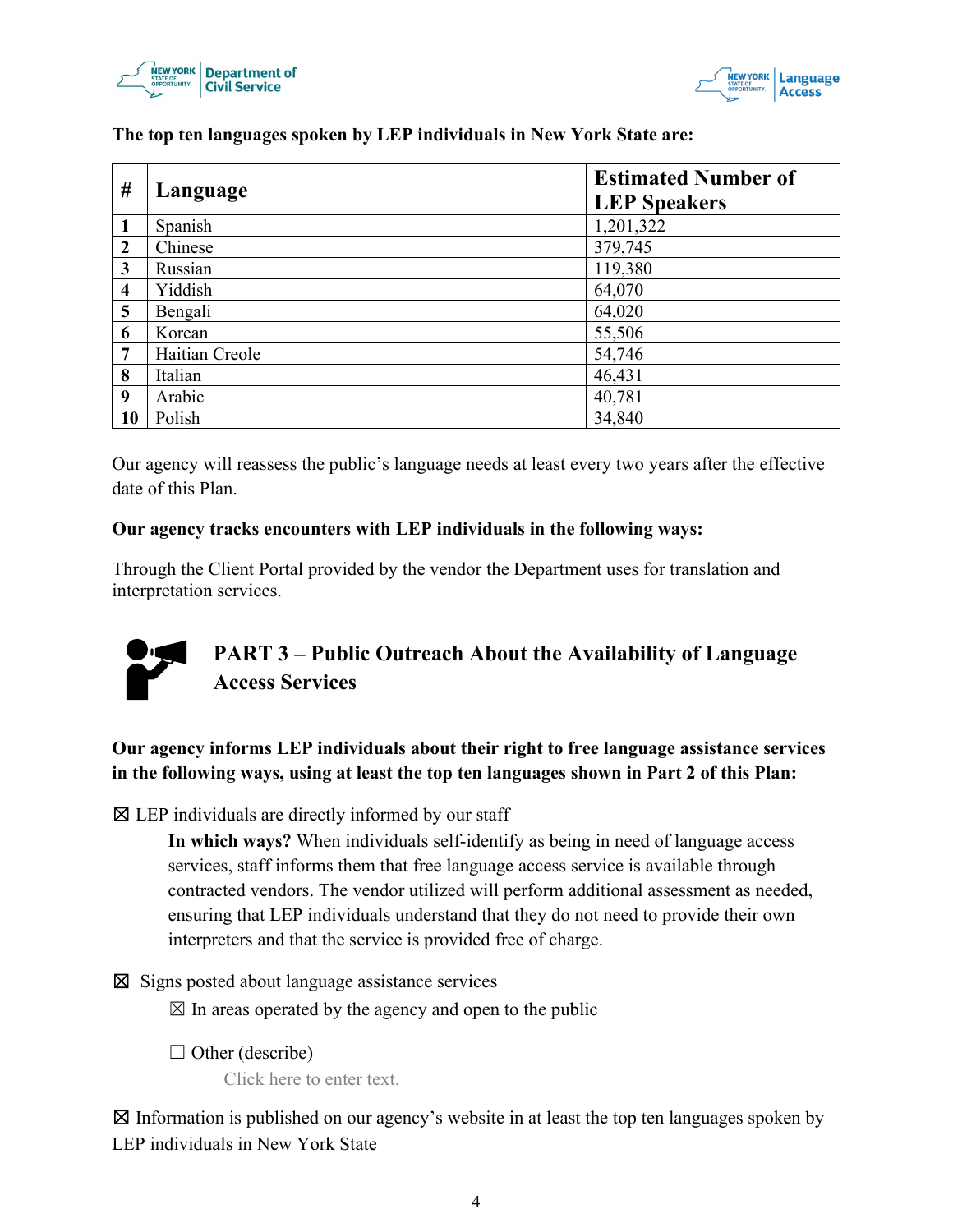**The top ten languages spoken by LEP individuals in New York State are:**

| # | Language | Estimated Number of LEP Speakers |
|---|---|---|
| **1** | Spanish | 1,201,322 |
| **2** | Chinese | 379,745 |
| **3** | Russian | 119,380 |
| **4** | Yiddish | 64,070 |
| **5** | Bengali | 64,020 |
| **6** | Korean | 55,506 |
| **7** | Haitian Creole | 54,746 |
| **8** | Italian | 46,431 |
| **9** | Arabic | 40,781 |
| **10** | Polish | 34,840 |

Our agency will reassess the public's language needs at least every two years after the effective date of this Plan.

**Our agency tracks encounters with LEP individuals in the following ways:**

Through the Client Portal provided by the vendor the Department uses for translation and interpretation services.

## PART 3 – Public Outreach About the Availability of Language Access Services

**Our agency informs LEP individuals about their right to free language assistance services in the following ways, using at least the top ten languages shown in Part 2 of this Plan:**

☒ LEP individuals are directly informed by our staff

> **In which ways?** When individuals self-identify as being in need of language access services, staff informs them that free language access service is available through contracted vendors. The vendor utilized will perform additional assessment as needed, ensuring that LEP individuals understand that they do not need to provide their own interpreters and that the service is provided free of charge.

☒ Signs posted about language assistance services

> ☒ In areas operated by the agency and open to the public
>
> ☐ Other (describe)
>
> Click here to enter text.

☒ Information is published on our agency's website in at least the top ten languages spoken by LEP individuals in New York State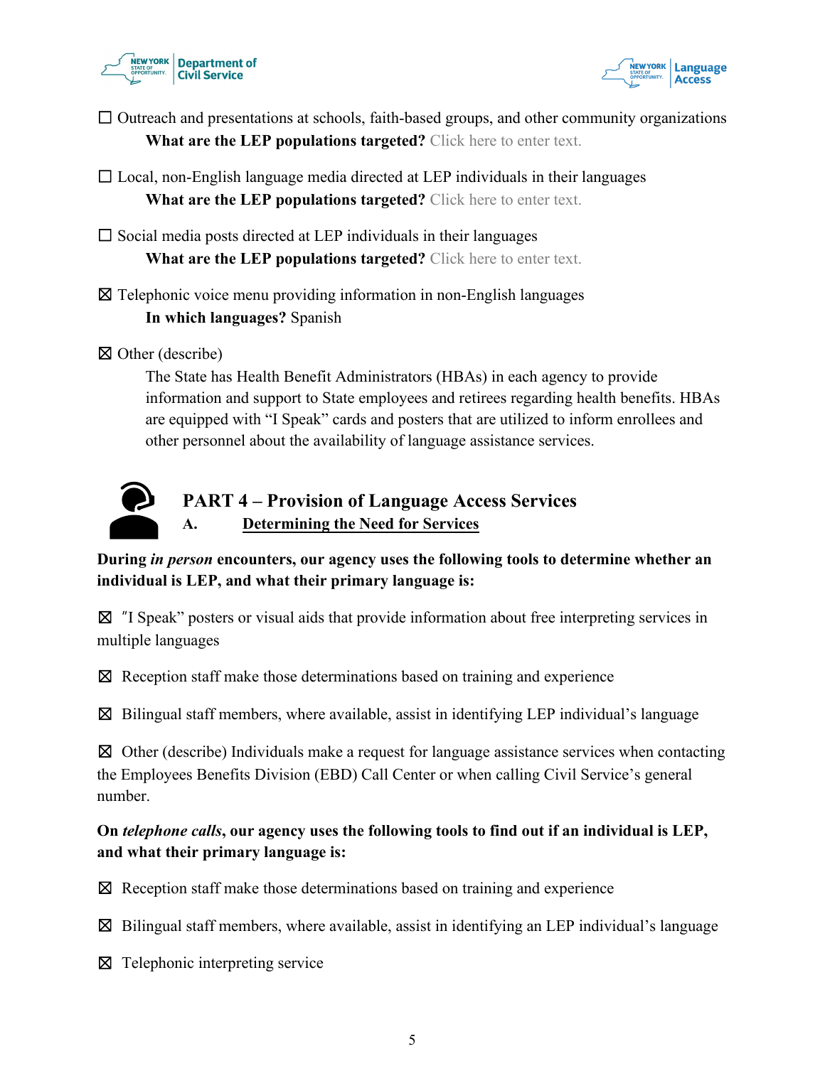☐ Outreach and presentations at schools, faith-based groups, and other community organizations

**What are the LEP populations targeted?** Click here to enter text.

☐ Local, non-English language media directed at LEP individuals in their languages

**What are the LEP populations targeted?** Click here to enter text.

☐ Social media posts directed at LEP individuals in their languages

**What are the LEP populations targeted?** Click here to enter text.

☒ Telephonic voice menu providing information in non-English languages

**In which languages?** Spanish

☒ Other (describe)

The State has Health Benefit Administrators (HBAs) in each agency to provide information and support to State employees and retirees regarding health benefits. HBAs are equipped with "I Speak" cards and posters that are utilized to inform enrollees and other personnel about the availability of language assistance services.

## PART 4 – Provision of Language Access Services

### A. Determining the Need for Services

**During *in person* encounters, our agency uses the following tools to determine whether an individual is LEP, and what their primary language is:**

☒ "I Speak" posters or visual aids that provide information about free interpreting services in multiple languages

☒ Reception staff make those determinations based on training and experience

☒ Bilingual staff members, where available, assist in identifying LEP individual's language

☒ Other (describe) Individuals make a request for language assistance services when contacting the Employees Benefits Division (EBD) Call Center or when calling Civil Service's general number.

**On *telephone calls*, our agency uses the following tools to find out if an individual is LEP, and what their primary language is:**

☒ Reception staff make those determinations based on training and experience

☒ Bilingual staff members, where available, assist in identifying an LEP individual's language

☒ Telephonic interpreting service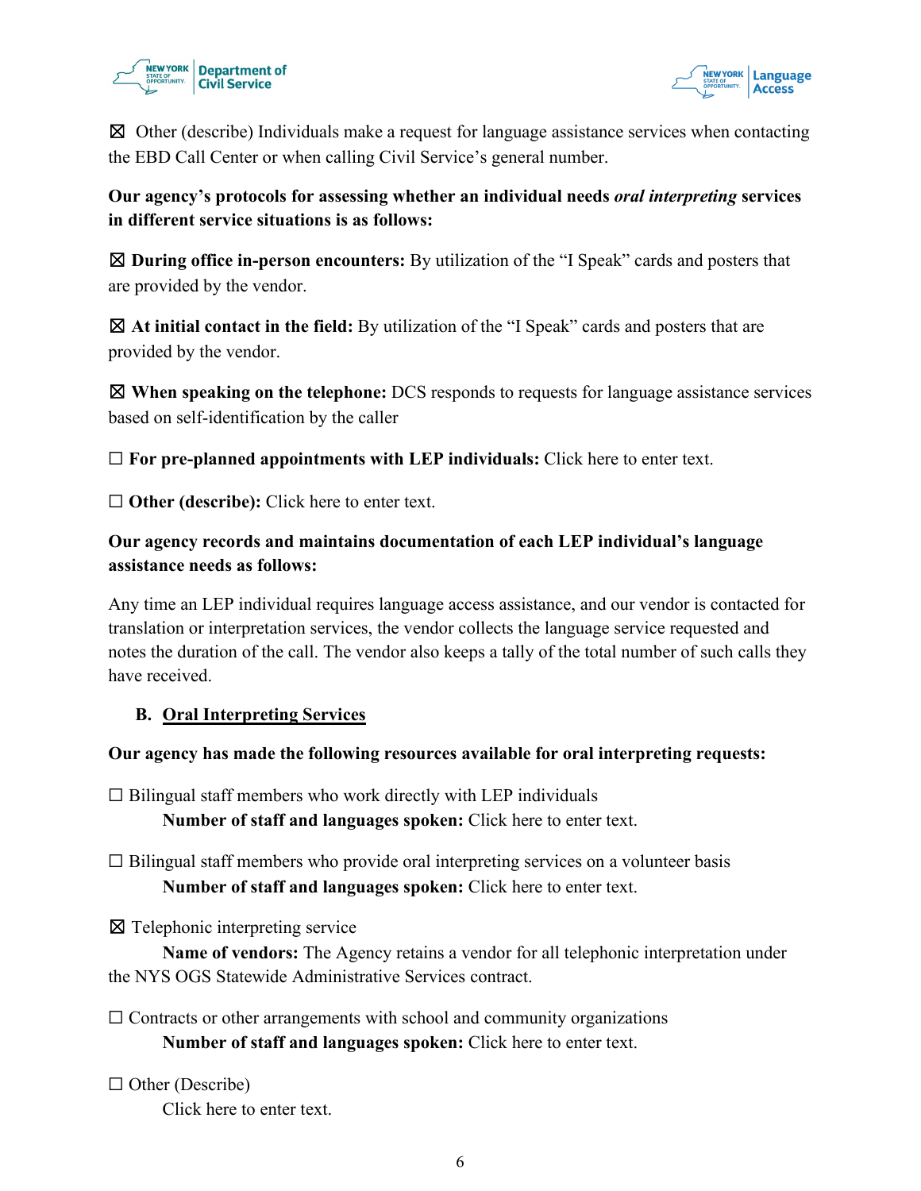☒ Other (describe) Individuals make a request for language assistance services when contacting the EBD Call Center or when calling Civil Service's general number.

**Our agency's protocols for assessing whether an individual needs *oral interpreting* services in different service situations is as follows:**

☒ **During office in-person encounters:** By utilization of the "I Speak" cards and posters that are provided by the vendor.

☒ **At initial contact in the field:** By utilization of the "I Speak" cards and posters that are provided by the vendor.

☒ **When speaking on the telephone:** DCS responds to requests for language assistance services based on self-identification by the caller

☐ **For pre-planned appointments with LEP individuals:** Click here to enter text.

☐ **Other (describe):** Click here to enter text.

**Our agency records and maintains documentation of each LEP individual's language assistance needs as follows:**

Any time an LEP individual requires language access assistance, and our vendor is contacted for translation or interpretation services, the vendor collects the language service requested and notes the duration of the call. The vendor also keeps a tally of the total number of such calls they have received.

## B. Oral Interpreting Services

**Our agency has made the following resources available for oral interpreting requests:**

☐ Bilingual staff members who work directly with LEP individuals
**Number of staff and languages spoken:** Click here to enter text.

☐ Bilingual staff members who provide oral interpreting services on a volunteer basis
**Number of staff and languages spoken:** Click here to enter text.

☒ Telephonic interpreting service
**Name of vendors:** The Agency retains a vendor for all telephonic interpretation under the NYS OGS Statewide Administrative Services contract.

☐ Contracts or other arrangements with school and community organizations
**Number of staff and languages spoken:** Click here to enter text.

☐ Other (Describe)
Click here to enter text.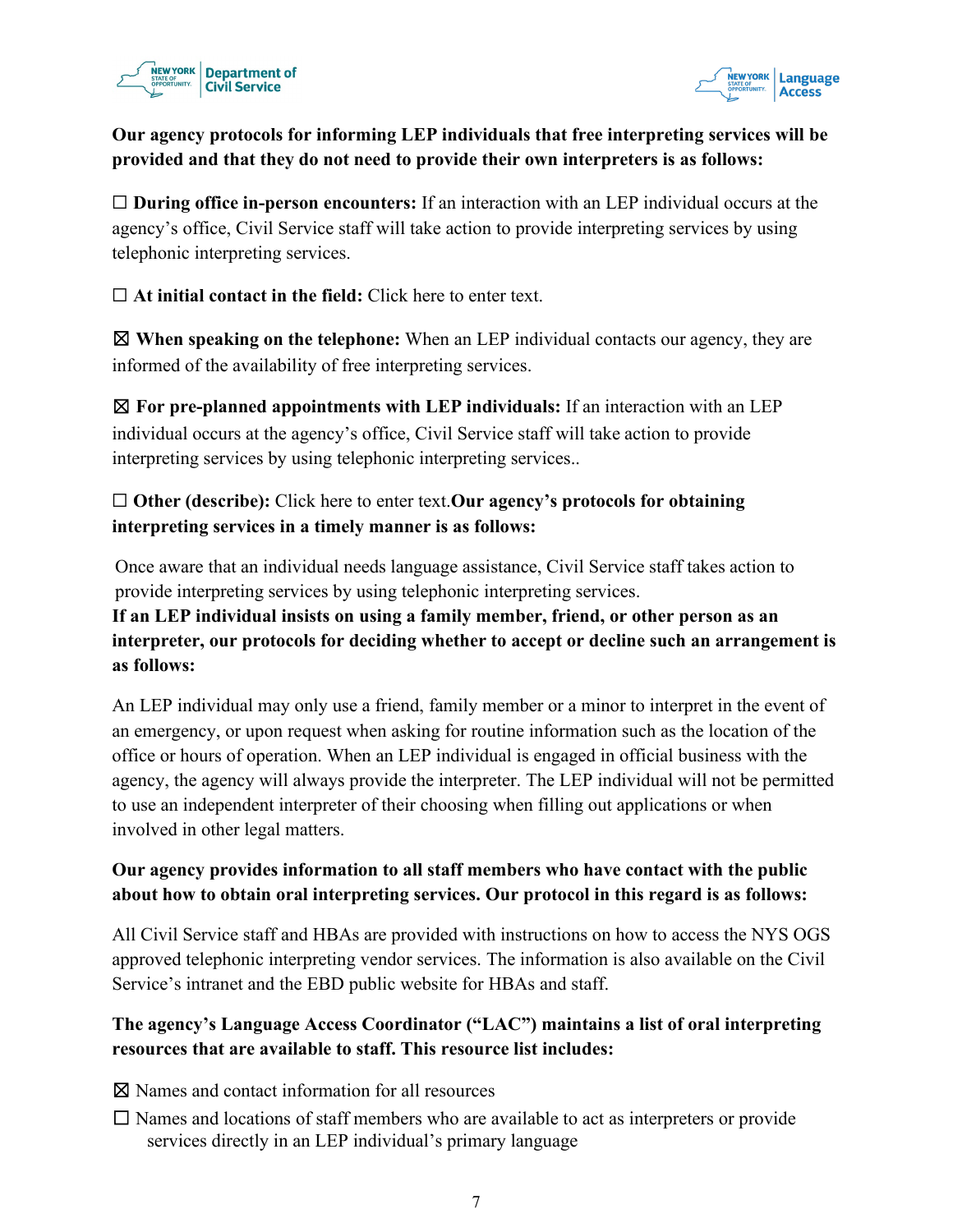**Our agency protocols for informing LEP individuals that free interpreting services will be provided and that they do not need to provide their own interpreters is as follows:**

☐ **During office in-person encounters:** If an interaction with an LEP individual occurs at the agency's office, Civil Service staff will take action to provide interpreting services by using telephonic interpreting services.

☐ **At initial contact in the field:** Click here to enter text.

☒ **When speaking on the telephone:** When an LEP individual contacts our agency, they are informed of the availability of free interpreting services.

☒ **For pre-planned appointments with LEP individuals:** If an interaction with an LEP individual occurs at the agency's office, Civil Service staff will take action to provide interpreting services by using telephonic interpreting services..

☐ **Other (describe):** Click here to enter text.**Our agency's protocols for obtaining interpreting services in a timely manner is as follows:**

Once aware that an individual needs language assistance, Civil Service staff takes action to provide interpreting services by using telephonic interpreting services.

**If an LEP individual insists on using a family member, friend, or other person as an interpreter, our protocols for deciding whether to accept or decline such an arrangement is as follows:**

An LEP individual may only use a friend, family member or a minor to interpret in the event of an emergency, or upon request when asking for routine information such as the location of the office or hours of operation. When an LEP individual is engaged in official business with the agency, the agency will always provide the interpreter. The LEP individual will not be permitted to use an independent interpreter of their choosing when filling out applications or when involved in other legal matters.

**Our agency provides information to all staff members who have contact with the public about how to obtain oral interpreting services. Our protocol in this regard is as follows:**

All Civil Service staff and HBAs are provided with instructions on how to access the NYS OGS approved telephonic interpreting vendor services. The information is also available on the Civil Service's intranet and the EBD public website for HBAs and staff.

**The agency's Language Access Coordinator ("LAC") maintains a list of oral interpreting resources that are available to staff. This resource list includes:**

☒ Names and contact information for all resources

☐ Names and locations of staff members who are available to act as interpreters or provide services directly in an LEP individual's primary language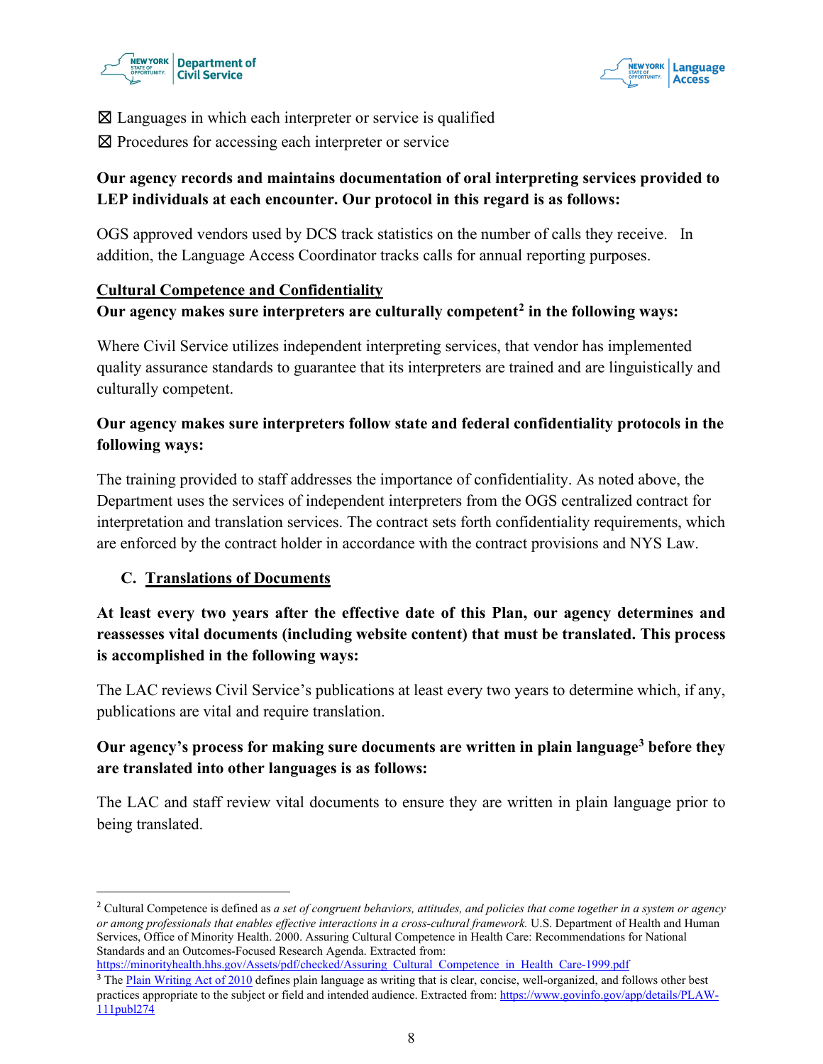☒ Languages in which each interpreter or service is qualified

☒ Procedures for accessing each interpreter or service

**Our agency records and maintains documentation of oral interpreting services provided to LEP individuals at each encounter. Our protocol in this regard is as follows:**

OGS approved vendors used by DCS track statistics on the number of calls they receive. In addition, the Language Access Coordinator tracks calls for annual reporting purposes.

**Cultural Competence and Confidentiality**

**Our agency makes sure interpreters are culturally competent[2] in the following ways:**

Where Civil Service utilizes independent interpreting services, that vendor has implemented quality assurance standards to guarantee that its interpreters are trained and are linguistically and culturally competent.

**Our agency makes sure interpreters follow state and federal confidentiality protocols in the following ways:**

The training provided to staff addresses the importance of confidentiality. As noted above, the Department uses the services of independent interpreters from the OGS centralized contract for interpretation and translation services. The contract sets forth confidentiality requirements, which are enforced by the contract holder in accordance with the contract provisions and NYS Law.

## C. Translations of Documents

**At least every two years after the effective date of this Plan, our agency determines and reassesses vital documents (including website content) that must be translated. This process is accomplished in the following ways:**

The LAC reviews Civil Service's publications at least every two years to determine which, if any, publications are vital and require translation.

**Our agency's process for making sure documents are written in plain language[3] before they are translated into other languages is as follows:**

The LAC and staff review vital documents to ensure they are written in plain language prior to being translated.

---

[2] Cultural Competence is defined as *a set of congruent behaviors, attitudes, and policies that come together in a system or agency or among professionals that enables effective interactions in a cross-cultural framework.* U.S. Department of Health and Human Services, Office of Minority Health. 2000. Assuring Cultural Competence in Health Care: Recommendations for National Standards and an Outcomes-Focused Research Agenda. Extracted from: https://minorityhealth.hhs.gov/Assets/pdf/checked/Assuring_Cultural_Competence_in_Health_Care-1999.pdf

[3] The Plain Writing Act of 2010 defines plain language as writing that is clear, concise, well-organized, and follows other best practices appropriate to the subject or field and intended audience. Extracted from: https://www.govinfo.gov/app/details/PLAW-111publ274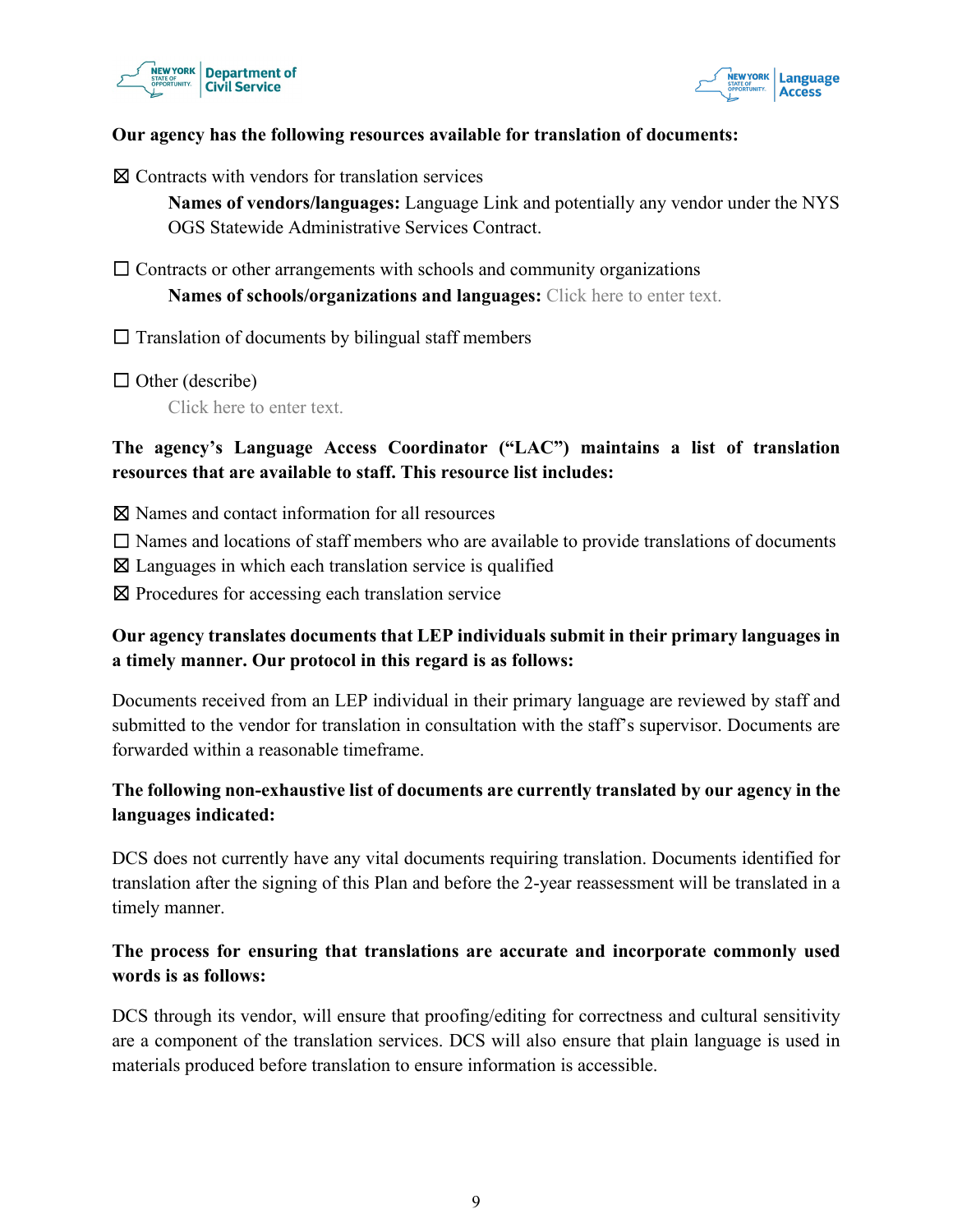**Our agency has the following resources available for translation of documents:**

☒ Contracts with vendors for translation services

**Names of vendors/languages:** Language Link and potentially any vendor under the NYS OGS Statewide Administrative Services Contract.

☐ Contracts or other arrangements with schools and community organizations

**Names of schools/organizations and languages:** Click here to enter text.

☐ Translation of documents by bilingual staff members

☐ Other (describe)

Click here to enter text.

**The agency's Language Access Coordinator ("LAC") maintains a list of translation resources that are available to staff. This resource list includes:**

☒ Names and contact information for all resources
☐ Names and locations of staff members who are available to provide translations of documents
☒ Languages in which each translation service is qualified
☒ Procedures for accessing each translation service

**Our agency translates documents that LEP individuals submit in their primary languages in a timely manner. Our protocol in this regard is as follows:**

Documents received from an LEP individual in their primary language are reviewed by staff and submitted to the vendor for translation in consultation with the staff's supervisor. Documents are forwarded within a reasonable timeframe.

**The following non-exhaustive list of documents are currently translated by our agency in the languages indicated:**

DCS does not currently have any vital documents requiring translation. Documents identified for translation after the signing of this Plan and before the 2-year reassessment will be translated in a timely manner.

**The process for ensuring that translations are accurate and incorporate commonly used words is as follows:**

DCS through its vendor, will ensure that proofing/editing for correctness and cultural sensitivity are a component of the translation services. DCS will also ensure that plain language is used in materials produced before translation to ensure information is accessible.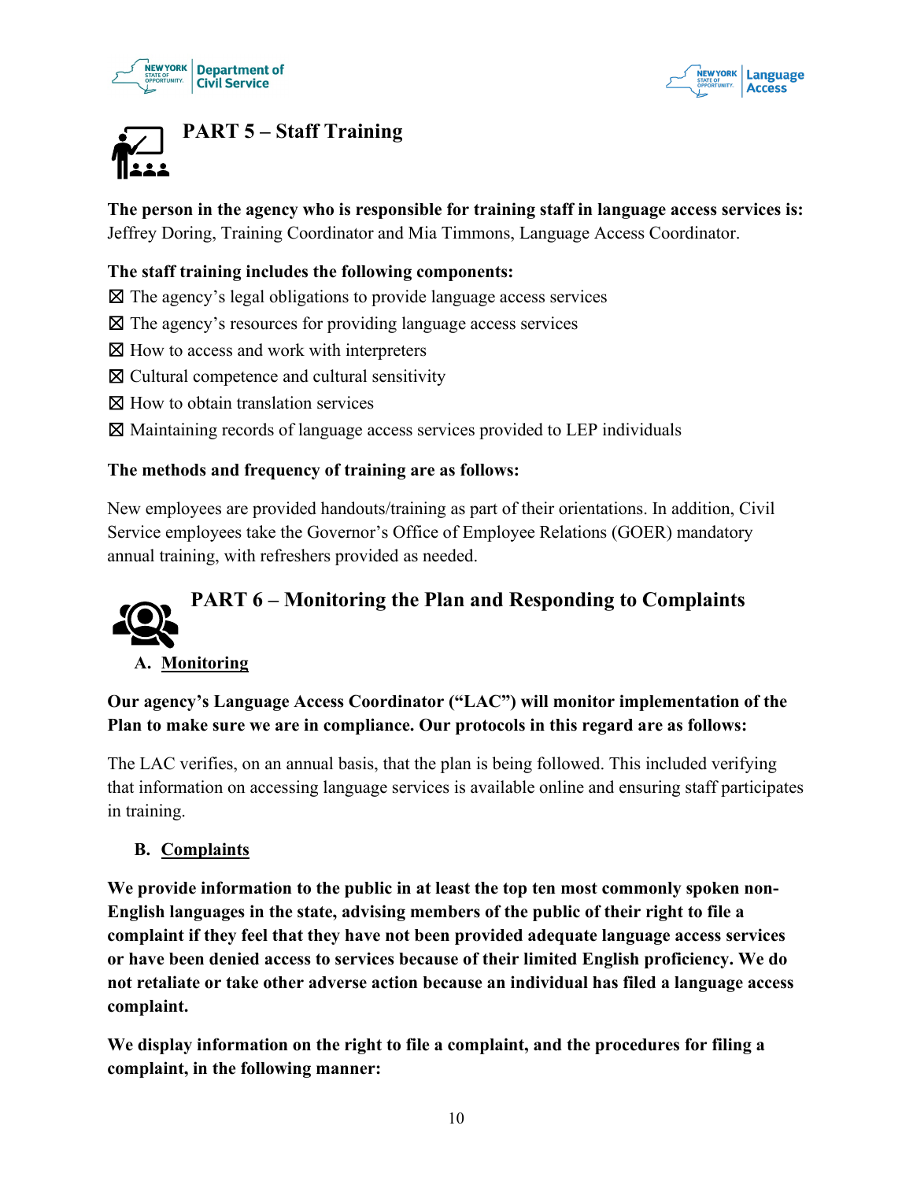## PART 5 – Staff Training

**The person in the agency who is responsible for training staff in language access services is:**
Jeffrey Doring, Training Coordinator and Mia Timmons, Language Access Coordinator.

**The staff training includes the following components:**

☒ The agency's legal obligations to provide language access services
☒ The agency's resources for providing language access services
☒ How to access and work with interpreters
☒ Cultural competence and cultural sensitivity
☒ How to obtain translation services
☒ Maintaining records of language access services provided to LEP individuals

**The methods and frequency of training are as follows:**

New employees are provided handouts/training as part of their orientations. In addition, Civil Service employees take the Governor's Office of Employee Relations (GOER) mandatory annual training, with refreshers provided as needed.

## PART 6 – Monitoring the Plan and Responding to Complaints

### A. Monitoring

**Our agency's Language Access Coordinator ("LAC") will monitor implementation of the Plan to make sure we are in compliance. Our protocols in this regard are as follows:**

The LAC verifies, on an annual basis, that the plan is being followed. This included verifying that information on accessing language services is available online and ensuring staff participates in training.

### B. Complaints

**We provide information to the public in at least the top ten most commonly spoken non-English languages in the state, advising members of the public of their right to file a complaint if they feel that they have not been provided adequate language access services or have been denied access to services because of their limited English proficiency. We do not retaliate or take other adverse action because an individual has filed a language access complaint.**

**We display information on the right to file a complaint, and the procedures for filing a complaint, in the following manner:**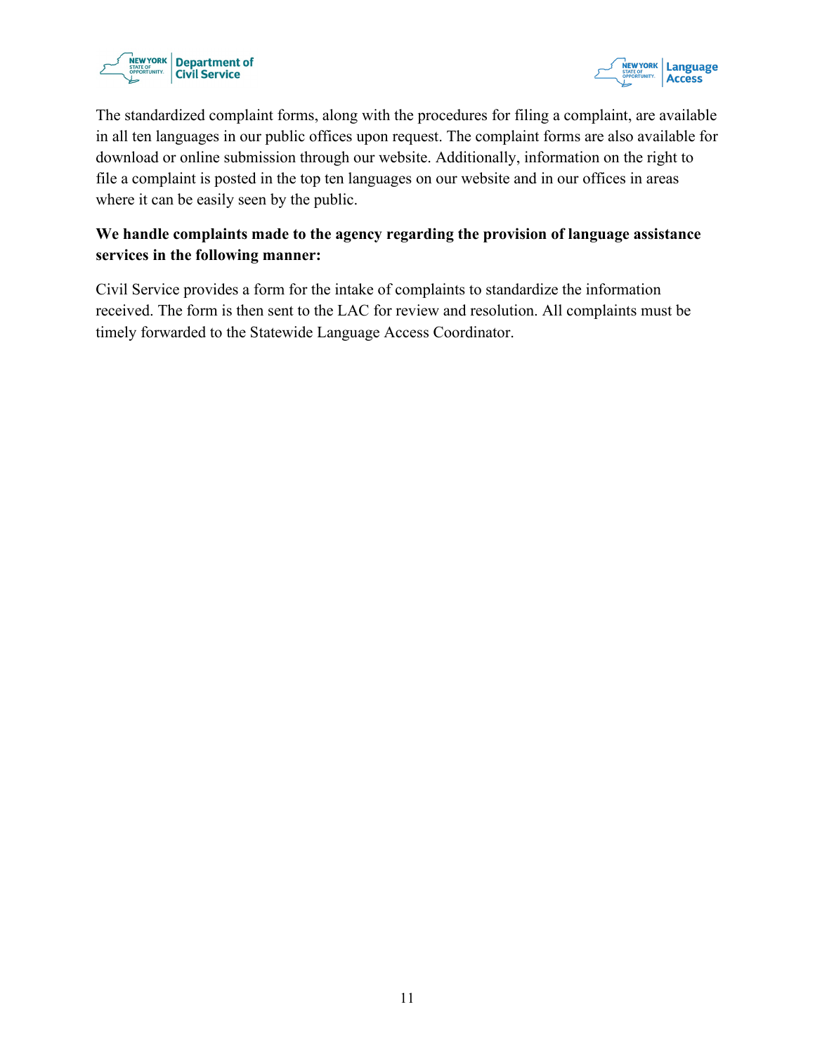The standardized complaint forms, along with the procedures for filing a complaint, are available in all ten languages in our public offices upon request. The complaint forms are also available for download or online submission through our website. Additionally, information on the right to file a complaint is posted in the top ten languages on our website and in our offices in areas where it can be easily seen by the public.

**We handle complaints made to the agency regarding the provision of language assistance services in the following manner:**

Civil Service provides a form for the intake of complaints to standardize the information received. The form is then sent to the LAC for review and resolution. All complaints must be timely forwarded to the Statewide Language Access Coordinator.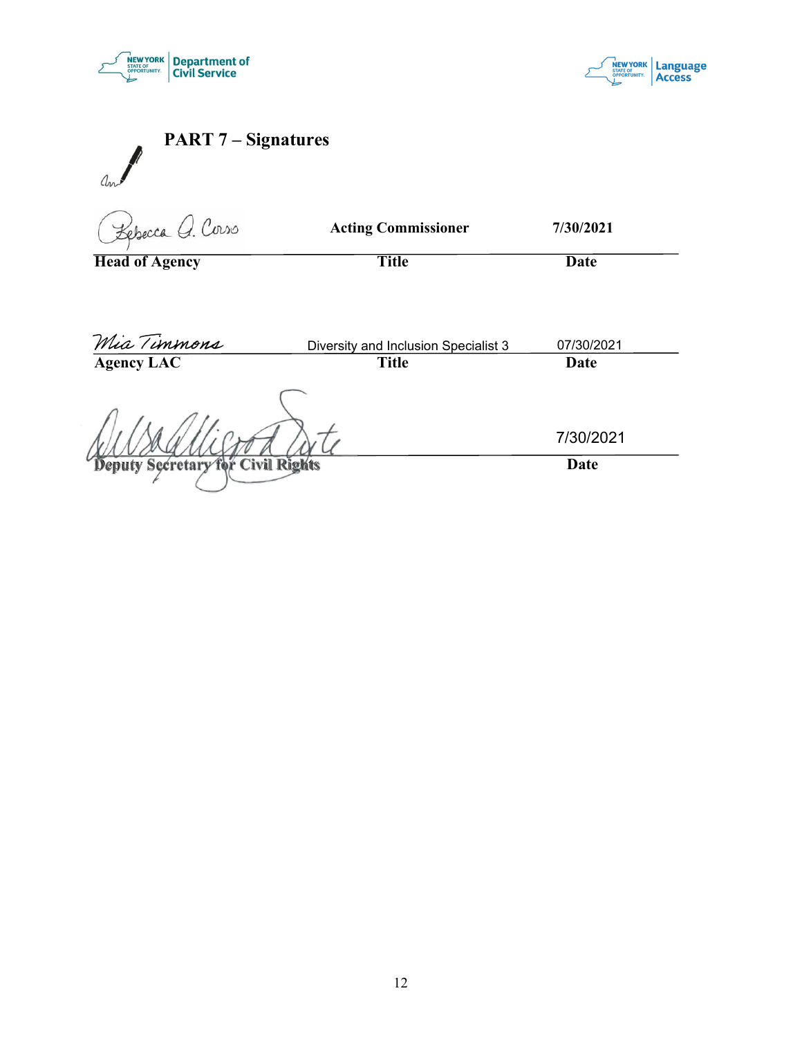## PART 7 – Signatures

| | | |
|---|---|---|
| Rebecca A. Corso | **Acting Commissioner** | **7/30/2021** |
| **Head of Agency** | **Title** | **Date** |
| Mia Timmons | Diversity and Inclusion Specialist 3 | 07/30/2021 |
| **Agency LAC** | **Title** | **Date** |
| | | 7/30/2021 |
| **Deputy Secretary for Civil Rights** | | **Date** |